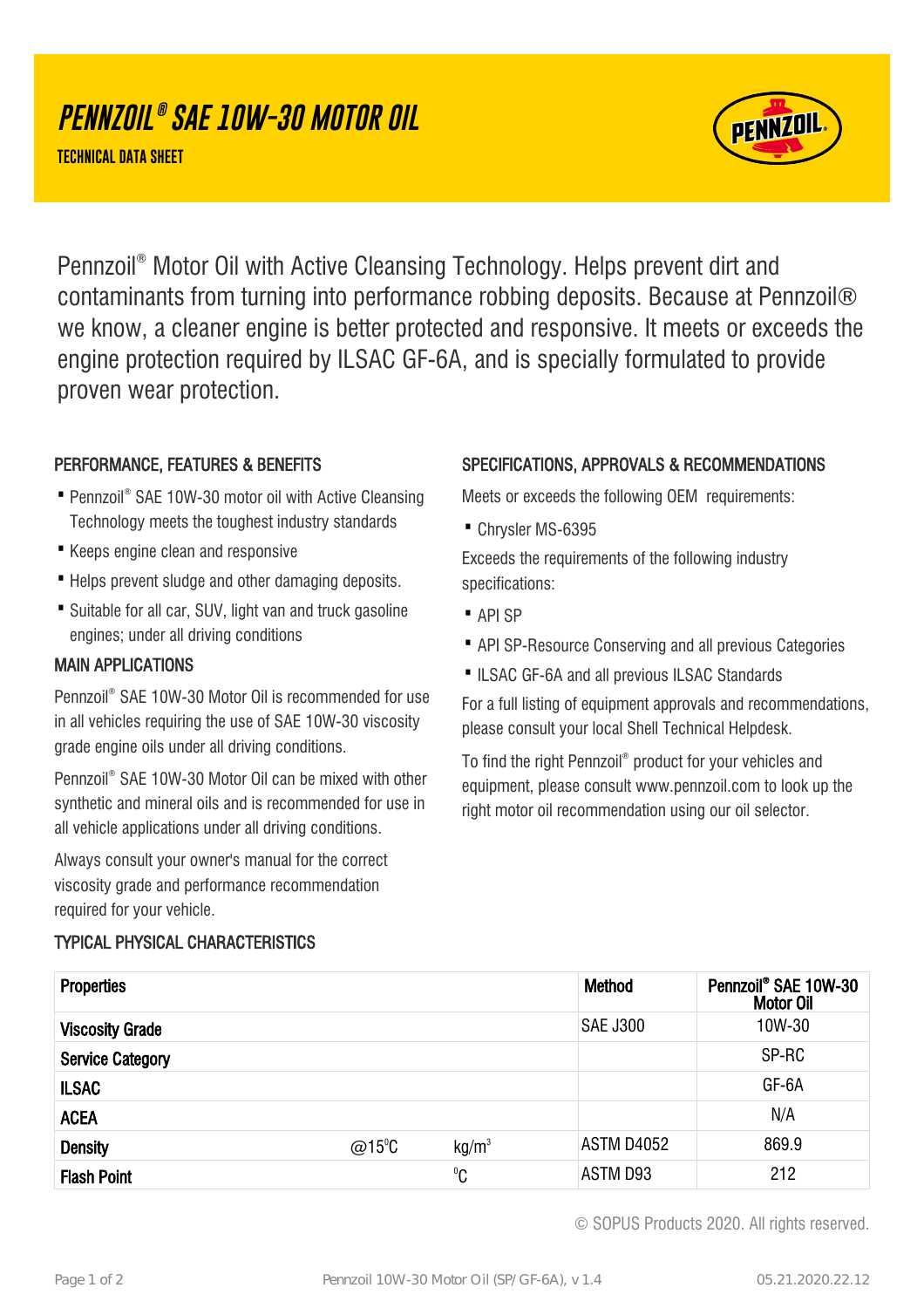# PENNZOIL® SAE 10W-30 MOTOR OIL

**TECHNICAL DATA SHEET**

Pennzoil® Motor Oil with Active Cleansing Technology. Helps prevent dirt and contaminants from turning into performance robbing deposits. Because at Pennzoil® we know, a cleaner engine is better protected and responsive. It meets or exceeds the engine protection required by ILSAC GF-6A, and is specially formulated to provide proven wear protection.

## PERFORMANCE, FEATURES & BENEFITS

- Pennzoil® SAE 10W-30 motor oil with Active Cleansing Technology meets the toughest industry standards
- Keeps engine clean and responsive
- Helps prevent sludge and other damaging deposits.
- Suitable for all car, SUV, light van and truck gasoline engines; under all driving conditions

## MAIN APPLICATIONS

Pennzoil® SAE 10W-30 Motor Oil is recommended for use in all vehicles requiring the use of SAE 10W-30 viscosity grade engine oils under all driving conditions.

Pennzoil® SAE 10W-30 Motor Oil can be mixed with other synthetic and mineral oils and is recommended for use in all vehicle applications under all driving conditions.

Always consult your owner's manual for the correct viscosity grade and performance recommendation required for your vehicle.

## SPECIFICATIONS, APPROVALS & RECOMMENDATIONS

Meets or exceeds the following OEM requirements:

- Chrysler MS-6395

Exceeds the requirements of the following industry specifications:

- API SP
- API SP-Resource Conserving and all previous Categories
- ILSAC GF-6A and all previous ILSAC Standards

For a full listing of equipment approvals and recommendations, please consult your local Shell Technical Helpdesk.

To find the right Pennzoil® product for your vehicles and equipment, please consult www.pennzoil.com to look up the right motor oil recommendation using our oil selector.

## TYPICAL PHYSICAL CHARACTERISTICS

| Properties | | | Method | Pennzoil® SAE 10W-30 Motor Oil |
|---|---|---|---|---|
| **Viscosity Grade** | | | SAE J300 | 10W-30 |
| **Service Category** | | | | SP-RC |
| **ILSAC** | | | | GF-6A |
| **ACEA** | | | | N/A |
| **Density** | @15°C | $kg/m^3$ | ASTM D4052 | 869.9 |
| **Flash Point** | | °C | ASTM D93 | 212 |

© SOPUS Products 2020. All rights reserved.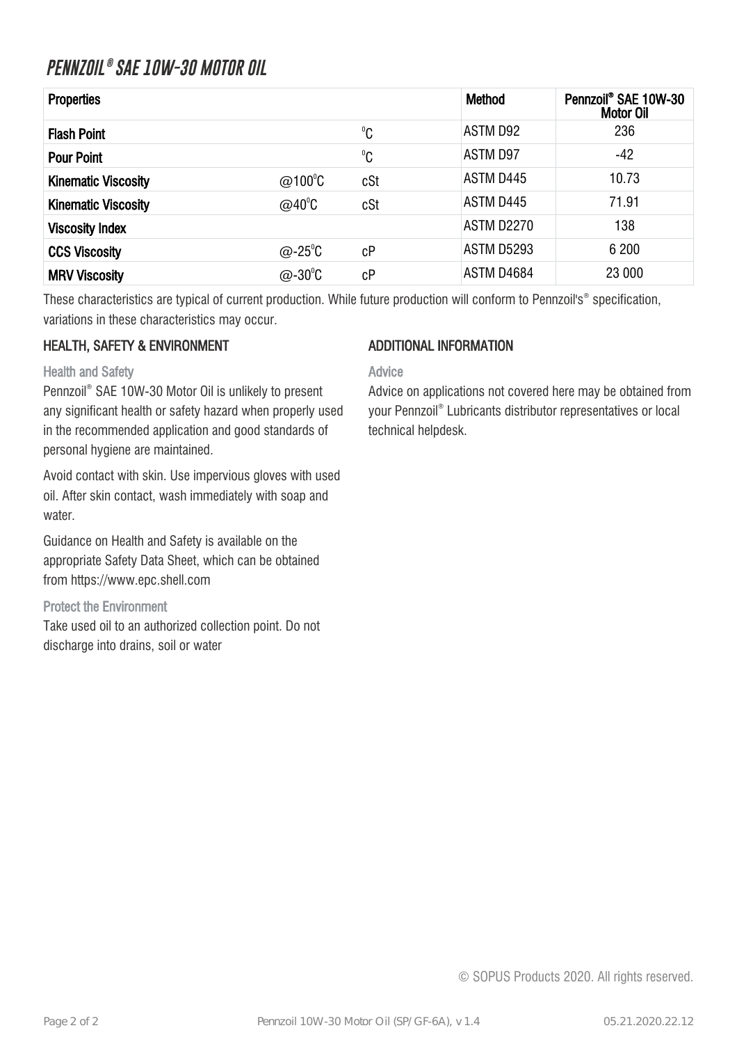# PENNZOIL® SAE 10W-30 MOTOR OIL

| Properties | | | Method | Pennzoil® SAE 10W-30 Motor Oil |
|---|---|---|---|---|
| **Flash Point** | | ⁰C | ASTM D92 | 236 |
| **Pour Point** | | ⁰C | ASTM D97 | -42 |
| **Kinematic Viscosity** | @100⁰C | cSt | ASTM D445 | 10.73 |
| **Kinematic Viscosity** | @40⁰C | cSt | ASTM D445 | 71.91 |
| **Viscosity Index** | | | ASTM D2270 | 138 |
| **CCS Viscosity** | @-25⁰C | cP | ASTM D5293 | 6 200 |
| **MRV Viscosity** | @-30⁰C | cP | ASTM D4684 | 23 000 |

These characteristics are typical of current production. While future production will conform to Pennzoil's® specification, variations in these characteristics may occur.

## HEALTH, SAFETY & ENVIRONMENT

### Health and Safety

Pennzoil® SAE 10W-30 Motor Oil is unlikely to present any significant health or safety hazard when properly used in the recommended application and good standards of personal hygiene are maintained.

Avoid contact with skin. Use impervious gloves with used oil. After skin contact, wash immediately with soap and water.

Guidance on Health and Safety is available on the appropriate Safety Data Sheet, which can be obtained from https://www.epc.shell.com

### Protect the Environment

Take used oil to an authorized collection point. Do not discharge into drains, soil or water

## ADDITIONAL INFORMATION

### Advice

Advice on applications not covered here may be obtained from your Pennzoil® Lubricants distributor representatives or local technical helpdesk.

© SOPUS Products 2020. All rights reserved.